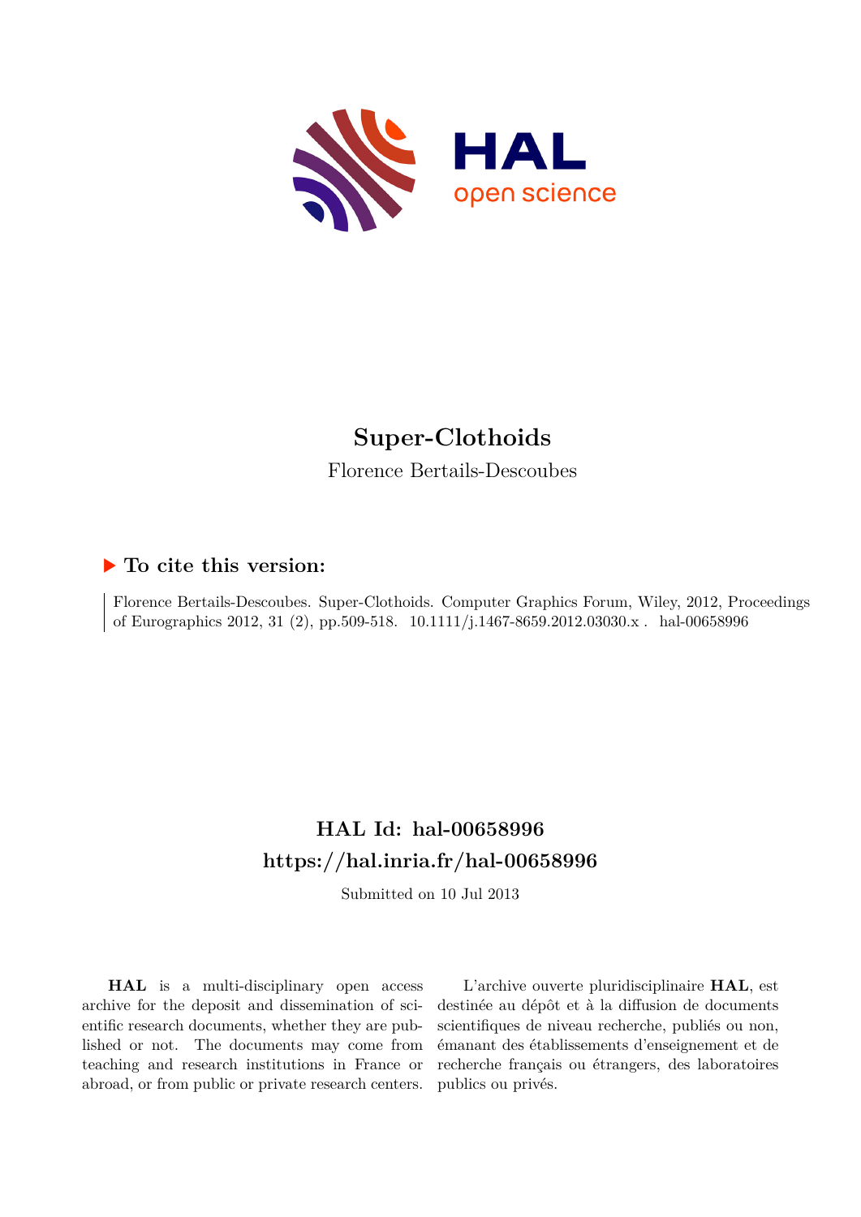# Super-Clothoids

Florence Bertails-Descoubes

## ▶ To cite this version:

Florence Bertails-Descoubes. Super-Clothoids. Computer Graphics Forum, Wiley, 2012, Proceedings of Eurographics 2012, 31 (2), pp.509-518. 10.1111/j.1467-8659.2012.03030.x . hal-00658996

## HAL Id: hal-00658996
## https://hal.inria.fr/hal-00658996

Submitted on 10 Jul 2013

**HAL** is a multi-disciplinary open access archive for the deposit and dissemination of scientific research documents, whether they are published or not. The documents may come from teaching and research institutions in France or abroad, or from public or private research centers.

L'archive ouverte pluridisciplinaire **HAL**, est destinée au dépôt et à la diffusion de documents scientifiques de niveau recherche, publiés ou non, émanant des établissements d'enseignement et de recherche français ou étrangers, des laboratoires publics ou privés.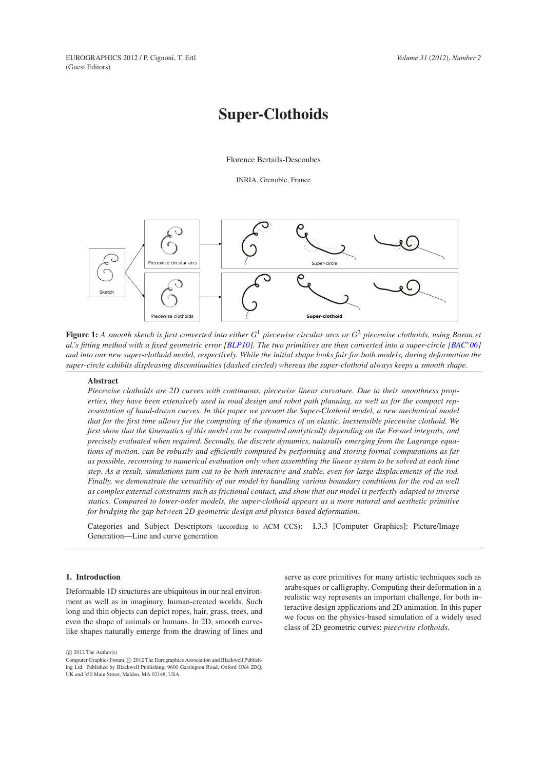# Super-Clothoids

Florence Bertails-Descoubes

INRIA, Grenoble, France

**Figure 1:** *A smooth sketch is first converted into either $G^1$ piecewise circular arcs or $G^2$ piecewise clothoids, using Baran et al.'s fitting method with a fixed geometric error [BLP10]. The two primitives are then converted into a super-circle [BAC*06] and into our new super-clothoid model, respectively. While the initial shape looks fair for both models, during deformation the super-circle exhibits displeasing discontinuities (dashed circled) whereas the super-clothoid always keeps a smooth shape.*

## Abstract

*Piecewise clothoids are 2D curves with continuous, piecewise linear curvature. Due to their smoothness properties, they have been extensively used in road design and robot path planning, as well as for the compact representation of hand-drawn curves. In this paper we present the Super-Clothoid model, a new mechanical model that for the first time allows for the computing of the dynamics of an elastic, inextensible piecewise clothoid. We first show that the kinematics of this model can be computed analytically depending on the Fresnel integrals, and precisely evaluated when required. Secondly, the discrete dynamics, naturally emerging from the Lagrange equations of motion, can be robustly and efficiently computed by performing and storing formal computations as far as possible, recoursing to numerical evaluation only when assembling the linear system to be solved at each time step. As a result, simulations turn out to be both interactive and stable, even for large displacements of the rod. Finally, we demonstrate the versatility of our model by handling various boundary conditions for the rod as well as complex external constraints such as frictional contact, and show that our model is perfectly adapted to inverse statics. Compared to lower-order models, the super-clothoid appears as a more natural and aesthetic primitive for bridging the gap between 2D geometric design and physics-based deformation.*

Categories and Subject Descriptors (according to ACM CCS): I.3.3 [Computer Graphics]: Picture/Image Generation—Line and curve generation

## 1. Introduction

Deformable 1D structures are ubiquitous in our real environment as well as in imaginary, human-created worlds. Such long and thin objects can depict ropes, hair, grass, trees, and even the shape of animals or humans. In 2D, smooth curve-like shapes naturally emerge from the drawing of lines and serve as core primitives for many artistic techniques such as arabesques or calligraphy. Computing their deformation in a realistic way represents an important challenge, for both interactive design applications and 2D animation. In this paper we focus on the physics-based simulation of a widely used class of 2D geometric curves: *piecewise clothoids*.

© 2012 The Author(s)
Computer Graphics Forum © 2012 The Eurographics Association and Blackwell Publishing Ltd. Published by Blackwell Publishing, 9600 Garsington Road, Oxford OX4 2DQ, UK and 350 Main Street, Malden, MA 02148, USA.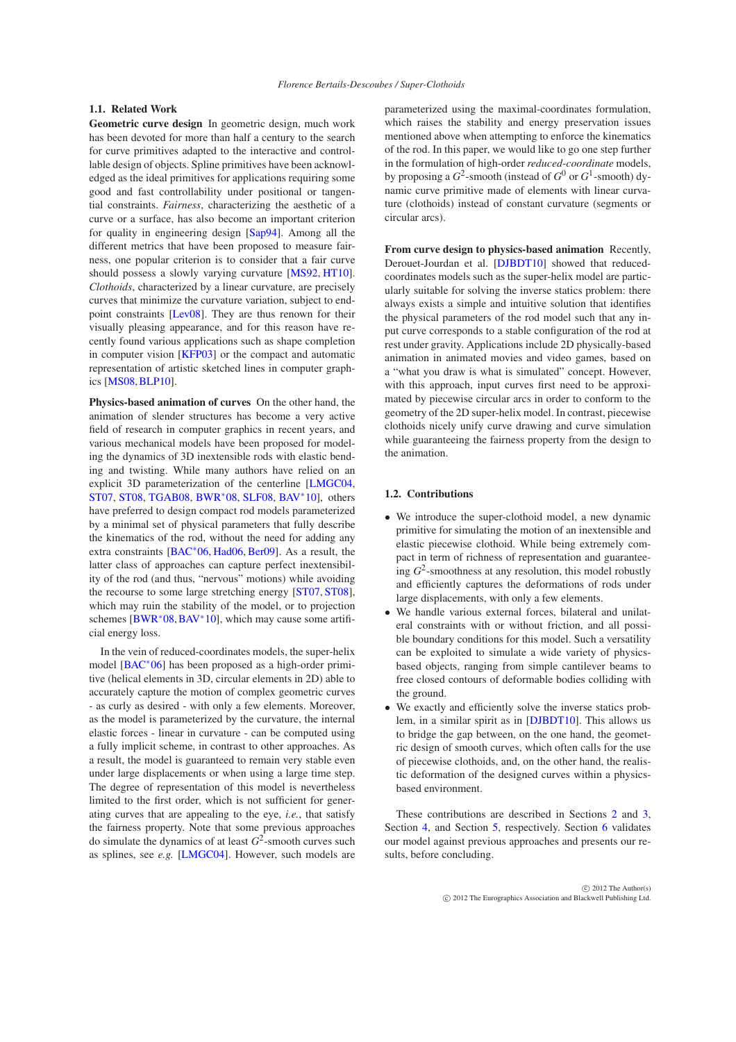### 1.1. Related Work

**Geometric curve design** In geometric design, much work has been devoted for more than half a century to the search for curve primitives adapted to the interactive and controllable design of objects. Spline primitives have been acknowledged as the ideal primitives for applications requiring some good and fast controllability under positional or tangential constraints. *Fairness*, characterizing the aesthetic of a curve or a surface, has also become an important criterion for quality in engineering design [Sap94]. Among all the different metrics that have been proposed to measure fairness, one popular criterion is to consider that a fair curve should possess a slowly varying curvature [MS92, HT10]. *Clothoids*, characterized by a linear curvature, are precisely curves that minimize the curvature variation, subject to endpoint constraints [Lev08]. They are thus renown for their visually pleasing appearance, and for this reason have recently found various applications such as shape completion in computer vision [KFP03] or the compact and automatic representation of artistic sketched lines in computer graphics [MS08, BLP10].

**Physics-based animation of curves** On the other hand, the animation of slender structures has become a very active field of research in computer graphics in recent years, and various mechanical models have been proposed for modeling the dynamics of 3D inextensible rods with elastic bending and twisting. While many authors have relied on an explicit 3D parameterization of the centerline [LMGC04, ST07, ST08, TGAB08, BWR*08, SLF08, BAV*10], others have preferred to design compact rod models parameterized by a minimal set of physical parameters that fully describe the kinematics of the rod, without the need for adding any extra constraints [BAC*06, Had06, Ber09]. As a result, the latter class of approaches can capture perfect inextensibility of the rod (and thus, "nervous" motions) while avoiding the recourse to some large stretching energy [ST07, ST08], which may ruin the stability of the model, or to projection schemes [BWR*08, BAV*10], which may cause some artificial energy loss.

In the vein of reduced-coordinates models, the super-helix model [BAC*06] has been proposed as a high-order primitive (helical elements in 3D, circular elements in 2D) able to accurately capture the motion of complex geometric curves - as curly as desired - with only a few elements. Moreover, as the model is parameterized by the curvature, the internal elastic forces - linear in curvature - can be computed using a fully implicit scheme, in contrast to other approaches. As a result, the model is guaranteed to remain very stable even under large displacements or when using a large time step. The degree of representation of this model is nevertheless limited to the first order, which is not sufficient for generating curves that are appealing to the eye, *i.e.*, that satisfy the fairness property. Note that some previous approaches do simulate the dynamics of at least $G^2$-smooth curves such as splines, see *e.g.* [LMGC04]. However, such models are parameterized using the maximal-coordinates formulation, which raises the stability and energy preservation issues mentioned above when attempting to enforce the kinematics of the rod. In this paper, we would like to go one step further in the formulation of high-order *reduced-coordinate* models, by proposing a $G^2$-smooth (instead of $G^0$ or $G^1$-smooth) dynamic curve primitive made of elements with linear curvature (clothoids) instead of constant curvature (segments or circular arcs).

**From curve design to physics-based animation** Recently, Derouet-Jourdan et al. [DJBDT10] showed that reduced-coordinates models such as the super-helix model are particularly suitable for solving the inverse statics problem: there always exists a simple and intuitive solution that identifies the physical parameters of the rod model such that any input curve corresponds to a stable configuration of the rod at rest under gravity. Applications include 2D physically-based animation in animated movies and video games, based on a "what you draw is what is simulated" concept. However, with this approach, input curves first need to be approximated by piecewise circular arcs in order to conform to the geometry of the 2D super-helix model. In contrast, piecewise clothoids nicely unify curve drawing and curve simulation while guaranteeing the fairness property from the design to the animation.

### 1.2. Contributions

- We introduce the super-clothoid model, a new dynamic primitive for simulating the motion of an inextensible and elastic piecewise clothoid. While being extremely compact in term of richness of representation and guaranteeing $G^2$-smoothness at any resolution, this model robustly and efficiently captures the deformations of rods under large displacements, with only a few elements.
- We handle various external forces, bilateral and unilateral constraints with or without friction, and all possible boundary conditions for this model. Such a versatility can be exploited to simulate a wide variety of physics-based objects, ranging from simple cantilever beams to free closed contours of deformable bodies colliding with the ground.
- We exactly and efficiently solve the inverse statics problem, in a similar spirit as in [DJBDT10]. This allows us to bridge the gap between, on the one hand, the geometric design of smooth curves, which often calls for the use of piecewise clothoids, and, on the other hand, the realistic deformation of the designed curves within a physics-based environment.

These contributions are described in Sections 2 and 3, Section 4, and Section 5, respectively. Section 6 validates our model against previous approaches and presents our results, before concluding.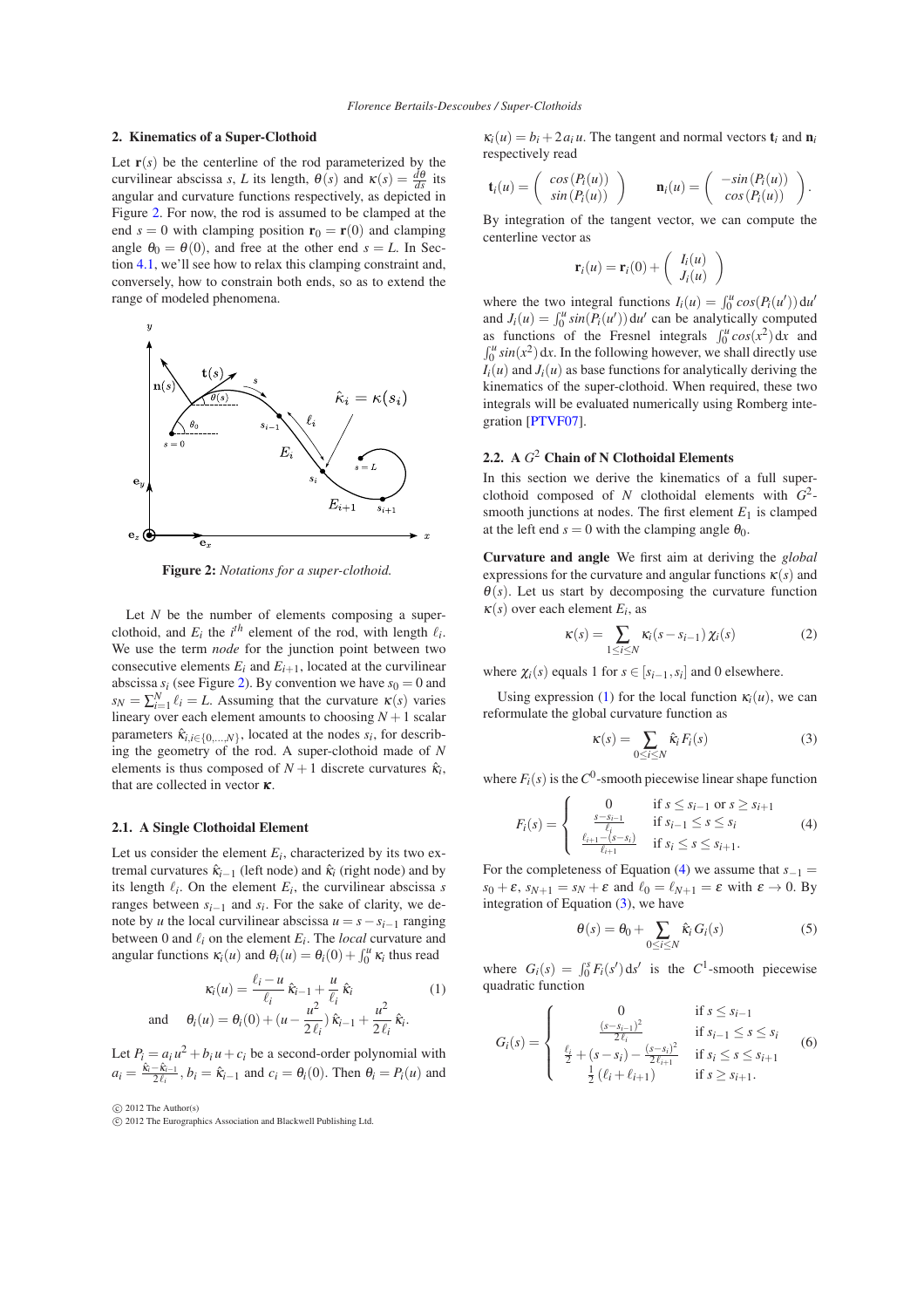## 2. Kinematics of a Super-Clothoid

Let $\mathbf{r}(s)$ be the centerline of the rod parameterized by the curvilinear abscissa $s$, $L$ its length, $\theta(s)$ and $\kappa(s) = \frac{d\theta}{ds}$ its angular and curvature functions respectively, as depicted in Figure 2. For now, the rod is assumed to be clamped at the end $s = 0$ with clamping position $\mathbf{r}_0 = \mathbf{r}(0)$ and clamping angle $\theta_0 = \theta(0)$, and free at the other end $s = L$. In Section 4.1, we'll see how to relax this clamping constraint and, conversely, how to constrain both ends, so as to extend the range of modeled phenomena.

**Figure 2:** *Notations for a super-clothoid.*

Let $N$ be the number of elements composing a super-clothoid, and $E_i$ the $i^{th}$ element of the rod, with length $\ell_i$. We use the term *node* for the junction point between two consecutive elements $E_i$ and $E_{i+1}$, located at the curvilinear abscissa $s_i$ (see Figure 2). By convention we have $s_0 = 0$ and $s_N = \sum_{i=1}^{N} \ell_i = L$. Assuming that the curvature $\kappa(s)$ varies linearly over each element amounts to choosing $N+1$ scalar parameters $\hat{\kappa}_{i, i\in\{0,\ldots,N\}}$, located at the nodes $s_i$, for describing the geometry of the rod. A super-clothoid made of $N$ elements is thus composed of $N+1$ discrete curvatures $\hat{\kappa}_i$, that are collected in vector $\boldsymbol{\kappa}$.

### 2.1. A Single Clothoidal Element

Let us consider the element $E_i$, characterized by its two extremal curvatures $\hat{\kappa}_{i-1}$ (left node) and $\hat{\kappa}_i$ (right node) and by its length $\ell_i$. On the element $E_i$, the curvilinear abscissa $s$ ranges between $s_{i-1}$ and $s_i$. For the sake of clarity, we denote by $u$ the local curvilinear abscissa $u = s - s_{i-1}$ ranging between 0 and $\ell_i$ on the element $E_i$. The *local* curvature and angular functions $\kappa_i(u)$ and $\theta_i(u) = \theta_i(0) + \int_0^u \kappa_i$ thus read

$$\kappa_i(u) = \frac{\ell_i - u}{\ell_i}\,\hat{\kappa}_{i-1} + \frac{u}{\ell_i}\,\hat{\kappa}_i \tag{1}$$

$$\text{and} \quad \theta_i(u) = \theta_i(0) + (u - \frac{u^2}{2\,\ell_i})\,\hat{\kappa}_{i-1} + \frac{u^2}{2\,\ell_i}\,\hat{\kappa}_i.$$

Let $P_i = a_i\,u^2 + b_i\,u + c_i$ be a second-order polynomial with $a_i = \frac{\hat{\kappa}_i - \hat{\kappa}_{i-1}}{2\,\ell_i}$, $b_i = \hat{\kappa}_{i-1}$ and $c_i = \theta_i(0)$. Then $\theta_i = P_i(u)$ and $\kappa_i(u) = b_i + 2\,a_i\,u$. The tangent and normal vectors $\mathbf{t}_i$ and $\mathbf{n}_i$ respectively read

$$\mathbf{t}_i(u) = \begin{pmatrix} cos\,(P_i(u)) \\ sin\,(P_i(u)) \end{pmatrix} \qquad \mathbf{n}_i(u) = \begin{pmatrix} -sin\,(P_i(u)) \\ cos\,(P_i(u)) \end{pmatrix}.$$

By integration of the tangent vector, we can compute the centerline vector as

$$\mathbf{r}_i(u) = \mathbf{r}_i(0) + \begin{pmatrix} I_i(u) \\ J_i(u) \end{pmatrix}$$

where the two integral functions $I_i(u) = \int_0^u cos(P_i(u'))\,\mathrm{d}u'$ and $J_i(u) = \int_0^u sin(P_i(u'))\,\mathrm{d}u'$ can be analytically computed as functions of the Fresnel integrals $\int_0^u cos(x^2)\,\mathrm{d}x$ and $\int_0^u sin(x^2)\,\mathrm{d}x$. In the following however, we shall directly use $I_i(u)$ and $J_i(u)$ as base functions for analytically deriving the kinematics of the super-clothoid. When required, these two integrals will be evaluated numerically using Romberg integration [PTVF07].

### 2.2. A $G^2$ Chain of N Clothoidal Elements

In this section we derive the kinematics of a full super-clothoid composed of $N$ clothoidal elements with $G^2$-smooth junctions at nodes. The first element $E_1$ is clamped at the left end $s = 0$ with the clamping angle $\theta_0$.

**Curvature and angle** We first aim at deriving the *global* expressions for the curvature and angular functions $\kappa(s)$ and $\theta(s)$. Let us start by decomposing the curvature function $\kappa(s)$ over each element $E_i$, as

$$\kappa(s) = \sum_{1\leq i\leq N} \kappa_i(s - s_{i-1})\,\chi_i(s) \tag{2}$$

where $\chi_i(s)$ equals 1 for $s \in [s_{i-1}, s_i]$ and 0 elsewhere.

Using expression (1) for the local function $\kappa_i(u)$, we can reformulate the global curvature function as

$$\kappa(s) = \sum_{0\leq i\leq N} \hat{\kappa}_i\,F_i(s) \tag{3}$$

where $F_i(s)$ is the $C^0$-smooth piecewise linear shape function

$$F_i(s) = \begin{cases} 0 & \text{if } s \leq s_{i-1} \text{ or } s \geq s_{i+1} \\ \frac{s - s_{i-1}}{\ell_i} & \text{if } s_{i-1} \leq s \leq s_i \\ \frac{\ell_{i+1} - (s - s_i)}{\ell_{i+1}} & \text{if } s_i \leq s \leq s_{i+1}. \end{cases} \tag{4}$$

For the completeness of Equation (4) we assume that $s_{-1} = s_0 + \varepsilon$, $s_{N+1} = s_N + \varepsilon$ and $\ell_0 = \ell_{N+1} = \varepsilon$ with $\varepsilon \to 0$. By integration of Equation (3), we have

$$\theta(s) = \theta_0 + \sum_{0\leq i\leq N} \hat{\kappa}_i\,G_i(s) \tag{5}$$

where $G_i(s) = \int_0^s F_i(s')\,\mathrm{d}s'$ is the $C^1$-smooth piecewise quadratic function

$$G_i(s) = \begin{cases} 0 & \text{if } s \leq s_{i-1} \\ \frac{(s - s_{i-1})^2}{2\,\ell_i} & \text{if } s_{i-1} \leq s \leq s_i \\ \frac{\ell_i}{2} + (s - s_i) - \frac{(s - s_i)^2}{2\,\ell_{i+1}} & \text{if } s_i \leq s \leq s_{i+1} \\ \frac{1}{2}\,(\ell_i + \ell_{i+1}) & \text{if } s \geq s_{i+1}. \end{cases} \tag{6}$$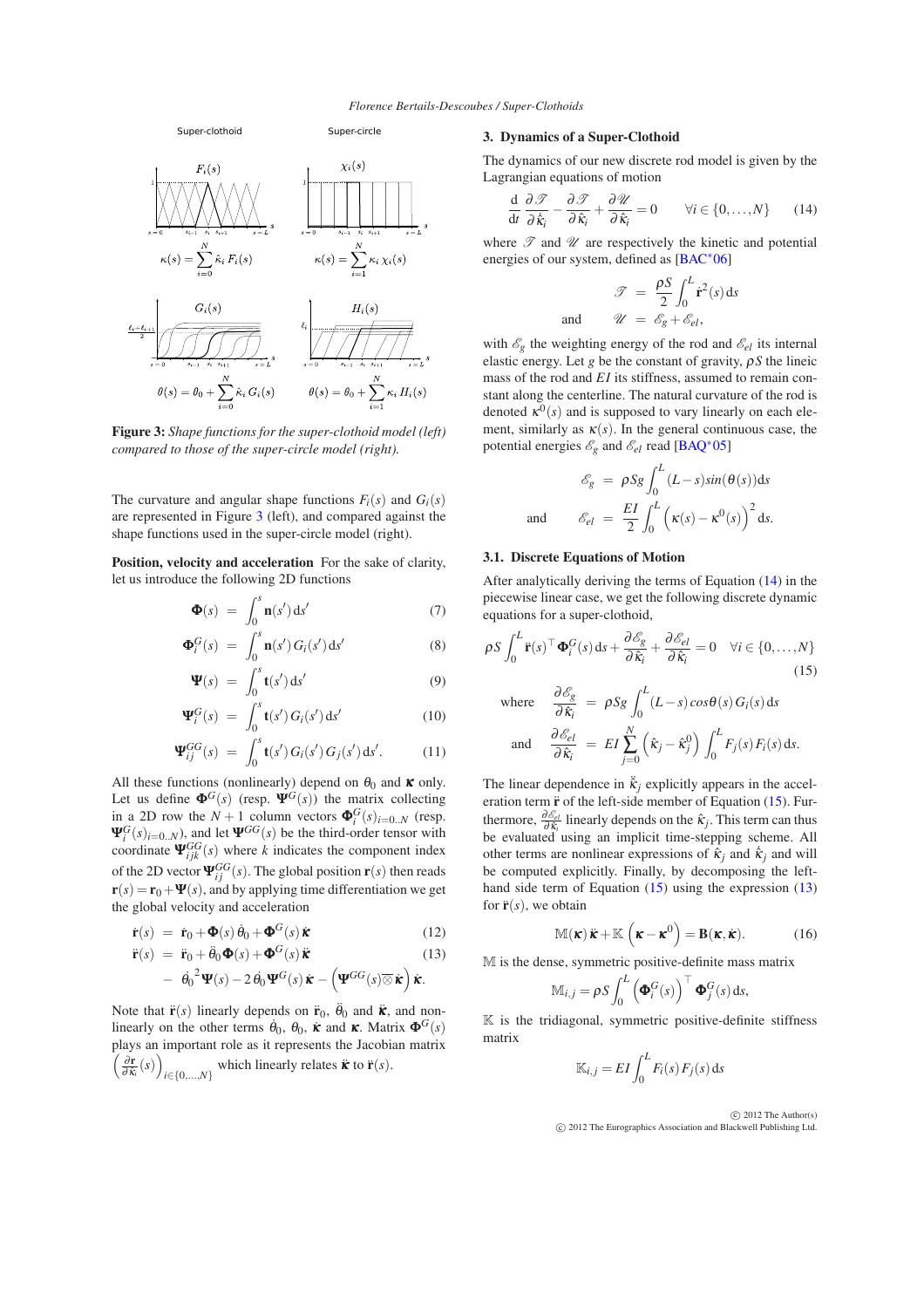Super-clothoid Super-circle

$\kappa(s) = \sum_{i=0}^{N} \hat{\kappa}_i F_i(s)$ $\kappa(s) = \sum_{i=1}^{N} \kappa_i \chi_i(s)$

$\theta(s) = \theta_0 + \sum_{i=0}^{N} \hat{\kappa}_i G_i(s)$ $\theta(s) = \theta_0 + \sum_{i=1}^{N} \kappa_i H_i(s)$

**Figure 3:** *Shape functions for the super-clothoid model (left) compared to those of the super-circle model (right).*

The curvature and angular shape functions $F_i(s)$ and $G_i(s)$ are represented in Figure 3 (left), and compared against the shape functions used in the super-circle model (right).

**Position, velocity and acceleration** For the sake of clarity, let us introduce the following 2D functions

$$\mathbf{\Phi}(s) = \int_0^s \mathbf{n}(s')\,\mathrm{d}s' \tag{7}$$

$$\mathbf{\Phi}_i^G(s) = \int_0^s \mathbf{n}(s')\,G_i(s')\,\mathrm{d}s' \tag{8}$$

$$\mathbf{\Psi}(s) = \int_0^s \mathbf{t}(s')\,\mathrm{d}s' \tag{9}$$

$$\mathbf{\Psi}_i^G(s) = \int_0^s \mathbf{t}(s')\,G_i(s')\,\mathrm{d}s' \tag{10}$$

$$\mathbf{\Psi}_{ij}^{GG}(s) = \int_0^s \mathbf{t}(s')\,G_i(s')\,G_j(s')\,\mathrm{d}s'. \tag{11}$$

All these functions (nonlinearly) depend on $\theta_0$ and $\boldsymbol{\kappa}$ only. Let us define $\mathbf{\Phi}^G(s)$ (resp. $\mathbf{\Psi}^G(s)$) the matrix collecting in a 2D row the $N+1$ column vectors $\mathbf{\Phi}_i^G(s)_{i=0..N}$ (resp. $\mathbf{\Psi}_i^G(s)_{i=0..N}$), and let $\mathbf{\Psi}^{GG}(s)$ be the third-order tensor with coordinate $\mathbf{\Psi}_{ijk}^{GG}(s)$ where $k$ indicates the component index of the 2D vector $\mathbf{\Psi}_{ij}^{GG}(s)$. The global position $\mathbf{r}(s)$ then reads $\mathbf{r}(s) = \mathbf{r}_0 + \mathbf{\Psi}(s)$, and by applying time differentiation we get the global velocity and acceleration

$$\dot{\mathbf{r}}(s) = \dot{\mathbf{r}}_0 + \mathbf{\Phi}(s)\,\dot{\theta}_0 + \mathbf{\Phi}^G(s)\,\dot{\boldsymbol{\kappa}} \tag{12}$$

$$\begin{aligned}\ddot{\mathbf{r}}(s) &= \ddot{\mathbf{r}}_0 + \ddot{\theta}_0\mathbf{\Phi}(s) + \mathbf{\Phi}^G(s)\,\ddot{\boldsymbol{\kappa}} \\ &- \dot{\theta}_0^{\,2}\mathbf{\Psi}(s) - 2\,\dot{\theta}_0\mathbf{\Psi}^G(s)\,\dot{\boldsymbol{\kappa}} - \left(\mathbf{\Psi}^{GG}(s)\overline{\otimes}\dot{\boldsymbol{\kappa}}\right)\dot{\boldsymbol{\kappa}}.\end{aligned} \tag{13}$$

Note that $\ddot{\mathbf{r}}(s)$ linearly depends on $\ddot{\mathbf{r}}_0$, $\ddot{\theta}_0$ and $\ddot{\boldsymbol{\kappa}}$, and nonlinearly on the other terms $\dot{\theta}_0$, $\theta_0$, $\dot{\boldsymbol{\kappa}}$ and $\boldsymbol{\kappa}$. Matrix $\mathbf{\Phi}^G(s)$ plays an important role as it represents the Jacobian matrix $\left(\frac{\partial \mathbf{r}}{\partial \hat{\kappa}_i}(s)\right)_{i\in\{0,\ldots,N\}}$ which linearly relates $\ddot{\boldsymbol{\kappa}}$ to $\ddot{\mathbf{r}}(s)$.

## 3. Dynamics of a Super-Clothoid

The dynamics of our new discrete rod model is given by the Lagrangian equations of motion

$$\frac{\mathrm{d}}{\mathrm{d}t}\frac{\partial \mathscr{T}}{\partial \dot{\hat{\kappa}}_i} - \frac{\partial \mathscr{T}}{\partial \hat{\kappa}_i} + \frac{\partial \mathscr{U}}{\partial \hat{\kappa}_i} = 0 \qquad \forall i \in \{0,\ldots,N\} \tag{14}$$

where $\mathscr{T}$ and $\mathscr{U}$ are respectively the kinetic and potential energies of our system, defined as [BAC*06]

$$\begin{aligned}\mathscr{T} &= \frac{\rho S}{2}\int_0^L \dot{\mathbf{r}}^2(s)\,\mathrm{d}s \\ \text{and} \qquad \mathscr{U} &= \mathscr{E}_g + \mathscr{E}_{el},\end{aligned}$$

with $\mathscr{E}_g$ the weighting energy of the rod and $\mathscr{E}_{el}$ its internal elastic energy. Let $g$ be the constant of gravity, $\rho S$ the lineic mass of the rod and $EI$ its stiffness, assumed to remain constant along the centerline. The natural curvature of the rod is denoted $\kappa^0(s)$ and is supposed to vary linearly on each element, similarly as $\kappa(s)$. In the general continuous case, the potential energies $\mathscr{E}_g$ and $\mathscr{E}_{el}$ read [BAQ*05]

$$\begin{aligned}\mathscr{E}_g &= \rho S g \int_0^L (L-s)\sin(\theta(s))\,\mathrm{d}s \\ \text{and} \qquad \mathscr{E}_{el} &= \frac{EI}{2}\int_0^L \left(\kappa(s) - \kappa^0(s)\right)^2 \mathrm{d}s.\end{aligned}$$

### 3.1. Discrete Equations of Motion

After analytically deriving the terms of Equation (14) in the piecewise linear case, we get the following discrete dynamic equations for a super-clothoid,

$$\rho S \int_0^L \ddot{\mathbf{r}}(s)^\top \mathbf{\Phi}_i^G(s)\,\mathrm{d}s + \frac{\partial \mathscr{E}_g}{\partial \hat{\kappa}_i} + \frac{\partial \mathscr{E}_{el}}{\partial \hat{\kappa}_i} = 0 \quad \forall i \in \{0,\ldots,N\} \tag{15}$$

$$\begin{aligned}\text{where} \quad \frac{\partial \mathscr{E}_g}{\partial \hat{\kappa}_i} &= \rho S g \int_0^L (L-s)\cos\theta(s)\,G_i(s)\,\mathrm{d}s \\ \text{and} \quad \frac{\partial \mathscr{E}_{el}}{\partial \hat{\kappa}_i} &= EI\sum_{j=0}^{N}\left(\hat{\kappa}_j - \hat{\kappa}_j^0\right)\int_0^L F_j(s)F_i(s)\,\mathrm{d}s.\end{aligned}$$

The linear dependence in $\ddot{\hat{\kappa}}_j$ explicitly appears in the acceleration term $\ddot{\mathbf{r}}$ of the left-side member of Equation (15). Furthermore, $\frac{\partial \mathscr{E}_{el}}{\partial \hat{\kappa}_i}$ linearly depends on the $\hat{\kappa}_j$. This term can thus be evaluated using an implicit time-stepping scheme. All other terms are nonlinear expressions of $\hat{\kappa}_j$ and $\dot{\hat{\kappa}}_j$ and will be computed explicitly. Finally, by decomposing the left-hand side term of Equation (15) using the expression (13) for $\ddot{\mathbf{r}}(s)$, we obtain

$$\mathbb{M}(\boldsymbol{\kappa})\,\ddot{\boldsymbol{\kappa}} + \mathbb{K}\left(\boldsymbol{\kappa} - \boldsymbol{\kappa}^0\right) = \mathbf{B}(\boldsymbol{\kappa},\dot{\boldsymbol{\kappa}}). \tag{16}$$

$\mathbb{M}$ is the dense, symmetric positive-definite mass matrix

$$\mathbb{M}_{i,j} = \rho S \int_0^L \left(\mathbf{\Phi}_i^G(s)\right)^\top \mathbf{\Phi}_j^G(s)\,\mathrm{d}s,$$

$\mathbb{K}$ is the tridiagonal, symmetric positive-definite stiffness matrix

$$\mathbb{K}_{i,j} = EI\int_0^L F_i(s)\,F_j(s)\,\mathrm{d}s$$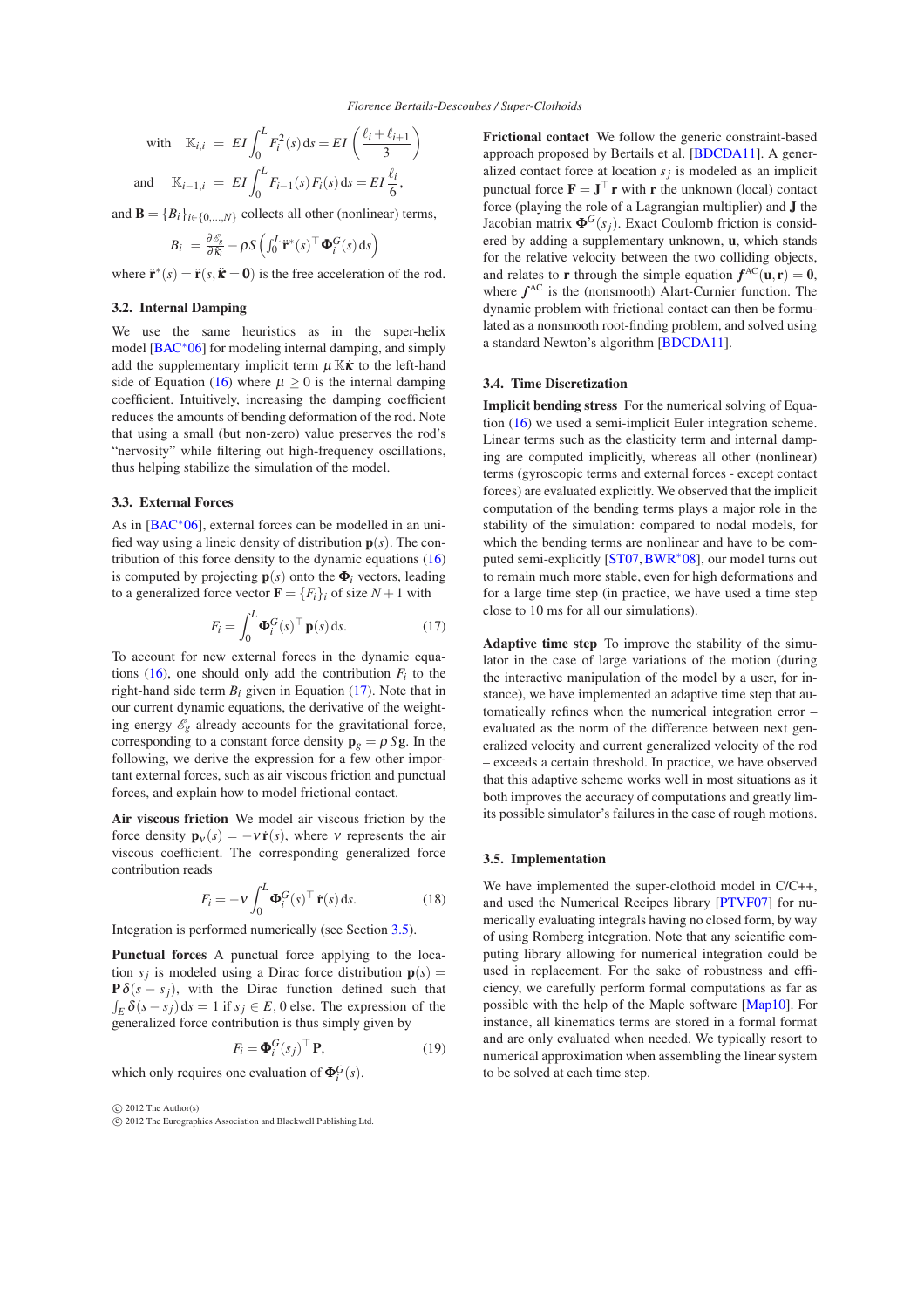$$
\text{with} \quad \mathbb{K}_{i,i} \;=\; EI \int_0^L F_i^2(s)\,\mathrm{d}s = EI\left(\frac{\ell_i + \ell_{i+1}}{3}\right)
$$

$$
\text{and} \quad \mathbb{K}_{i-1,i} \;=\; EI \int_0^L F_{i-1}(s)\,F_i(s)\,\mathrm{d}s = EI\,\frac{\ell_i}{6},
$$

and $\mathbf{B} = \{B_i\}_{i\in\{0,\ldots,N\}}$ collects all other (nonlinear) terms,

$$
B_i \;= \frac{\partial \mathscr{E}_g}{\partial \kappa_i} - \rho S \left( \int_0^L \ddot{\mathbf{r}}^*(s)^\top \mathbf{\Phi}_i^G(s)\,\mathrm{d}s \right)
$$

where $\ddot{\mathbf{r}}^*(s) = \ddot{\mathbf{r}}(s, \ddot{\boldsymbol{\kappa}} = \mathbf{0})$ is the free acceleration of the rod.

### 3.2. Internal Damping

We use the same heuristics as in the super-helix model [BAC*06] for modeling internal damping, and simply add the supplementary implicit term $\mu\,\mathbb{K}\dot{\boldsymbol{\kappa}}$ to the left-hand side of Equation (16) where $\mu \geq 0$ is the internal damping coefficient. Intuitively, increasing the damping coefficient reduces the amounts of bending deformation of the rod. Note that using a small (but non-zero) value preserves the rod's "nervosity" while filtering out high-frequency oscillations, thus helping stabilize the simulation of the model.

### 3.3. External Forces

As in [BAC*06], external forces can be modelled in an unified way using a lineic density of distribution $\mathbf{p}(s)$. The contribution of this force density to the dynamic equations (16) is computed by projecting $\mathbf{p}(s)$ onto the $\mathbf{\Phi}_i$ vectors, leading to a generalized force vector $\mathbf{F} = \{F_i\}_i$ of size $N+1$ with

$$
F_i = \int_0^L \mathbf{\Phi}_i^G(s)^\top\,\mathbf{p}(s)\,\mathrm{d}s. \tag{17}
$$

To account for new external forces in the dynamic equations (16), one should only add the contribution $F_i$ to the right-hand side term $B_i$ given in Equation (17). Note that in our current dynamic equations, the derivative of the weighting energy $\mathscr{E}_g$ already accounts for the gravitational force, corresponding to a constant force density $\mathbf{p}_g = \rho\,S\,\mathbf{g}$. In the following, we derive the expression for a few other important external forces, such as air viscous friction and punctual forces, and explain how to model frictional contact.

**Air viscous friction** We model air viscous friction by the force density $\mathbf{p}_\nu(s) = -\nu\,\dot{\mathbf{r}}(s)$, where $\nu$ represents the air viscous coefficient. The corresponding generalized force contribution reads

$$
F_i = -\nu \int_0^L \mathbf{\Phi}_i^G(s)^\top\,\dot{\mathbf{r}}(s)\,\mathrm{d}s. \tag{18}
$$

Integration is performed numerically (see Section 3.5).

**Punctual forces** A punctual force applying to the location $s_j$ is modeled using a Dirac force distribution $\mathbf{p}(s) = \mathbf{P}\,\delta(s - s_j)$, with the Dirac function defined such that $\int_E \delta(s - s_j)\,\mathrm{d}s = 1$ if $s_j \in E$, 0 else. The expression of the generalized force contribution is thus simply given by

$$
F_i = \mathbf{\Phi}_i^G(s_j)^\top\,\mathbf{P}, \tag{19}
$$

which only requires one evaluation of $\mathbf{\Phi}_i^G(s)$.

**Frictional contact** We follow the generic constraint-based approach proposed by Bertails et al. [BDCDA11]. A generalized contact force at location $s_j$ is modeled as an implicit punctual force $\mathbf{F} = \mathbf{J}^\top\,\mathbf{r}$ with $\mathbf{r}$ the unknown (local) contact force (playing the role of a Lagrangian multiplier) and $\mathbf{J}$ the Jacobian matrix $\mathbf{\Phi}^G(s_j)$. Exact Coulomb friction is considered by adding a supplementary unknown, $\mathbf{u}$, which stands for the relative velocity between the two colliding objects, and relates to $\mathbf{r}$ through the simple equation $\boldsymbol{f}^{\mathrm{AC}}(\mathbf{u},\mathbf{r}) = \mathbf{0}$, where $\boldsymbol{f}^{\mathrm{AC}}$ is the (nonsmooth) Alart-Curnier function. The dynamic problem with frictional contact can then be formulated as a nonsmooth root-finding problem, and solved using a standard Newton's algorithm [BDCDA11].

### 3.4. Time Discretization

**Implicit bending stress** For the numerical solving of Equation (16) we used a semi-implicit Euler integration scheme. Linear terms such as the elasticity term and internal damping are computed implicitly, whereas all other (nonlinear) terms (gyroscopic terms and external forces - except contact forces) are evaluated explicitly. We observed that the implicit computation of the bending terms plays a major role in the stability of the simulation: compared to nodal models, for which the bending terms are nonlinear and have to be computed semi-explicitly [ST07, BWR*08], our model turns out to remain much more stable, even for high deformations and for a large time step (in practice, we have used a time step close to 10 ms for all our simulations).

**Adaptive time step** To improve the stability of the simulator in the case of large variations of the motion (during the interactive manipulation of the model by a user, for instance), we have implemented an adaptive time step that automatically refines when the numerical integration error – evaluated as the norm of the difference between next generalized velocity and current generalized velocity of the rod – exceeds a certain threshold. In practice, we have observed that this adaptive scheme works well in most situations as it both improves the accuracy of computations and greatly limits possible simulator's failures in the case of rough motions.

### 3.5. Implementation

We have implemented the super-clothoid model in C/C++, and used the Numerical Recipes library [PTVF07] for numerically evaluating integrals having no closed form, by way of using Romberg integration. Note that any scientific computing library allowing for numerical integration could be used in replacement. For the sake of robustness and efficiency, we carefully perform formal computations as far as possible with the help of the Maple software [Map10]. For instance, all kinematics terms are stored in a formal format and are only evaluated when needed. We typically resort to numerical approximation when assembling the linear system to be solved at each time step.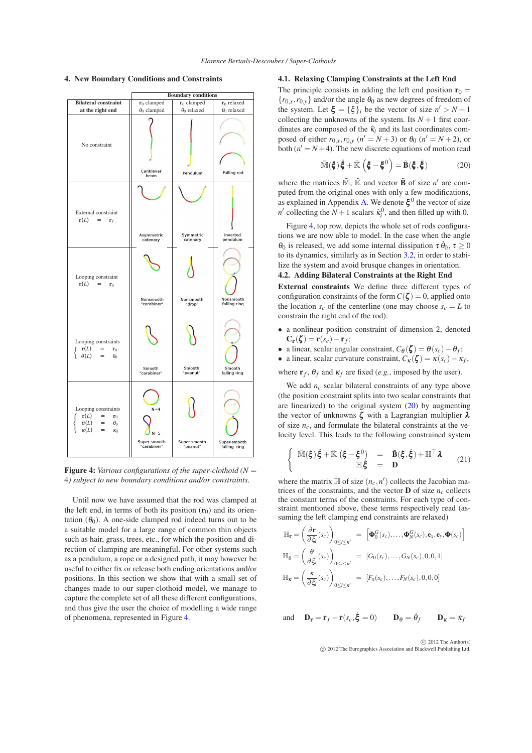## 4. New Boundary Conditions and Constraints

| Bilateral constraint at the right end | $\mathbf{r}_0$ clamped, $\theta_0$ clamped | $\mathbf{r}_0$ clamped, $\theta_0$ relaxed | $\mathbf{r}_0$ relaxed, $\theta_0$ relaxed |
|---|---|---|---|
| No constraint | Cantilever beam | Pendulum | Falling rod |
| External constraint $\mathbf{r}(L) = \mathbf{r}_f$ | Asymmetric catenary | Symmetric catenary | Inverted pendulum |
| Looping constraint $\mathbf{r}(L) = \mathbf{r}_0$ | Nonsmooth "carabiner" | Nonsmooth "drop" | Nonsmooth falling ring |
| Looping constraints $\mathbf{r}(L) = \mathbf{r}_0$, $\theta(L) = \theta_0$ | Smooth "carabiner" | Smooth "peanut" | Smooth falling ring |
| Looping constraints $\mathbf{r}(L) = \mathbf{r}_0$, $\theta(L) = \theta_0$, $\kappa(L) = \kappa_0$ | N=4, N=5 Super-smooth "carabiner" | Super-smooth "peanut" | Super-smooth falling ring |

**Figure 4:** *Various configurations of the super-clothoid ($N = 4$) subject to new boundary conditions and/or constraints.*

Until now we have assumed that the rod was clamped at the left end, in terms of both its position ($\mathbf{r}_0$) and its orientation ($\theta_0$). A one-side clamped rod indeed turns out to be a suitable model for a large range of common thin objects such as hair, grass, trees, etc., for which the position and direction of clamping are meaningful. For other systems such as a pendulum, a rope or a designed path, it may however be useful to either fix or release both ending orientations and/or positions. In this section we show that with a small set of changes made to our super-clothoid model, we manage to capture the complete set of all these different configurations, and thus give the user the choice of modelling a wide range of phenomena, represented in Figure 4.

### 4.1. Relaxing Clamping Constraints at the Left End

The principle consists in adding the left end position $\mathbf{r}_0 = \{r_{0,x}, r_{0,y}\}$ and/or the angle $\theta_0$ as new degrees of freedom of the system. Let $\boldsymbol{\xi} = \{\xi\}_i$ be the vector of size $n' > N+1$ collecting the unknowns of the system. Its $N+1$ first coordinates are composed of the $\hat{\kappa}_i$ and its last coordinates composed of either $r_{0,x}, r_{0,y}$ ($n' = N+3$) or $\theta_0$ ($n' = N+2$), or both ($n' = N+4$). The new discrete equations of motion read

$$\tilde{\mathbb{M}}(\boldsymbol{\xi})\,\ddot{\boldsymbol{\xi}} + \tilde{\mathbb{K}}\left(\boldsymbol{\xi} - \boldsymbol{\xi}^0\right) = \tilde{\mathbf{B}}(\boldsymbol{\xi}, \dot{\boldsymbol{\xi}}) \tag{20}$$

where the matrices $\tilde{\mathbb{M}}$, $\tilde{\mathbb{K}}$ and vector $\tilde{\mathbf{B}}$ of size $n'$ are computed from the original ones with only a few modifications, as explained in Appendix A. We denote $\boldsymbol{\xi}^0$ the vector of size $n'$ collecting the $N+1$ scalars $\hat{\kappa}_i^0$, and then filled up with 0.

Figure 4, top row, depicts the whole set of rods configurations we are now able to model. In the case when the angle $\theta_0$ is released, we add some internal dissipation $\tau\,\dot{\theta}_0$, $\tau \geq 0$ to its dynamics, similarly as in Section 3.2, in order to stabilize the system and avoid brusque changes in orientation.

### 4.2. Adding Bilateral Constraints at the Right End

**External constraints** We define three different types of configuration constraints of the form $C(\boldsymbol{\zeta}) = 0$, applied onto the location $s_c$ of the centerline (one may choose $s_c = L$ to constrain the right end of the rod):

- a nonlinear position constraint of dimension 2, denoted $\mathbf{C}_\mathbf{r}(\boldsymbol{\zeta}) = \mathbf{r}(s_c) - \mathbf{r}_f$;
- a linear, scalar angular constraint, $C_\theta(\boldsymbol{\zeta}) = \theta(s_c) - \theta_f$;
- a linear, scalar curvature constraint, $C_\kappa(\boldsymbol{\zeta}) = \kappa(s_c) - \kappa_f$,

where $\mathbf{r}_f$, $\theta_f$ and $\kappa_f$ are fixed (*e.g.*, imposed by the user).

We add $n_c$ scalar bilateral constraints of any type above (the position constraint splits into two scalar constraints that are linearized) to the original system (20) by augmenting the vector of unknowns $\boldsymbol{\zeta}$ with a Lagrangian multiplier $\boldsymbol{\lambda}$ of size $n_c$, and formulate the bilateral constraints at the velocity level. This leads to the following constrained system

$$\left\{ \begin{array}{rcl} \tilde{\mathbb{M}}(\boldsymbol{\xi})\,\ddot{\boldsymbol{\xi}} + \tilde{\mathbb{K}}\left(\boldsymbol{\xi} - \boldsymbol{\xi}^0\right) & = & \tilde{\mathbf{B}}(\boldsymbol{\xi}, \dot{\boldsymbol{\xi}}) + \mathbb{H}^\top \boldsymbol{\lambda} \\ \mathbb{H}\,\dot{\boldsymbol{\xi}} & = & \mathbf{D} \end{array} \right. \tag{21}$$

where the matrix $\mathbb{H}$ of size $(n_c, n')$ collects the Jacobian matrices of the constraints, and the vector $\mathbf{D}$ of size $n_c$ collects the constant terms of the constraints. For each type of constraint mentioned above, these terms respectively read (assuming the left clamping end constraints are relaxed)

$$\mathbb{H}_\mathbf{r} = \left(\frac{\partial \mathbf{r}}{\partial \xi_i}(s_c)\right)_{0 \leq i \leq n'} = \left[\boldsymbol{\Phi}_0^G(s_c), \ldots, \boldsymbol{\Phi}_N^G(s_c), \mathbf{e}_x, \mathbf{e}_y, \boldsymbol{\Phi}(s_c)\right]$$

$$\mathbb{H}_\theta = \left(\frac{\theta}{\partial \xi_i}(s_c)\right)_{0 \leq i \leq n'} = \left[G_0(s_c), \ldots, G_N(s_c), 0, 0, 1\right]$$

$$\mathbb{H}_\kappa = \left(\frac{\kappa}{\partial \xi_i}(s_c)\right)_{0 \leq i \leq n'} = \left[F_0(s_c), \ldots, F_N(s_c), 0, 0, 0\right]$$

and $\quad \mathbf{D}_\mathbf{r} = \dot{\mathbf{r}}_f - \dot{\mathbf{r}}(s_c, \dot{\boldsymbol{\xi}} = 0) \qquad \mathbf{D}_\theta = \dot{\theta}_f \qquad \mathbf{D}_\kappa = \dot{\kappa}_f$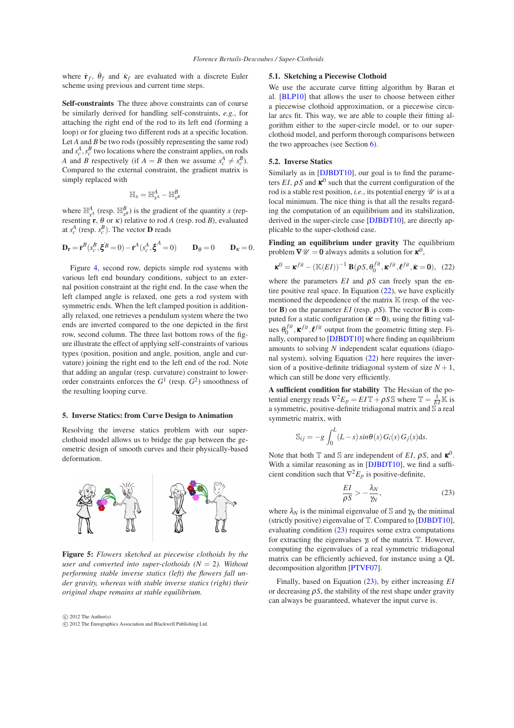where $\dot{\mathbf{r}}_f$, $\dot{\theta}_f$ and $\dot{\kappa}_f$ are evaluated with a discrete Euler scheme using previous and current time steps.

**Self-constraints** The three above constraints can of course be similarly derived for handling self-constraints, *e.g.*, for attaching the right end of the rod to its left end (forming a loop) or for glueing two different rods at a specific location. Let $A$ and $B$ be two rods (possibly representing the same rod) and $s_c^A, s_c^B$ two locations where the constraint applies, on rods $A$ and $B$ respectively (if $A = B$ then we assume $s_c^A \neq s_c^B$). Compared to the external constraint, the gradient matrix is simply replaced with

$$\mathbb{H}_x = \mathbb{H}^A_{x^A} - \mathbb{H}^B_{x^B}$$

where $\mathbb{H}^A_{x^A}$ (resp. $\mathbb{H}^B_{x^B}$) is the gradient of the quantity $x$ (representing $\mathbf{r}$, $\theta$ or $\kappa$) relative to rod $A$ (resp. rod $B$), evaluated at $s_c^A$ (resp. $s_c^B$). The vector $\mathbf{D}$ reads

$$\mathbf{D_r} = \dot{\mathbf{r}}^B(s_c^B, \dot{\boldsymbol{\xi}}^B = 0) - \dot{\mathbf{r}}^A(s_c^A, \dot{\boldsymbol{\xi}}^A = 0) \qquad \mathbf{D}_\theta = 0 \qquad \mathbf{D}_\kappa = 0.$$

Figure 4, second row, depicts simple rod systems with various left end boundary conditions, subject to an external position constraint at the right end. In the case when the left clamped angle is relaxed, one gets a rod system with symmetric ends. When the left clamped position is additionally relaxed, one retrieves a pendulum system where the two ends are inverted compared to the one depicted in the first row, second column. The three last bottom rows of the figure illustrate the effect of applying self-constraints of various types (position, position and angle, position, angle and curvature) joining the right end to the left end of the rod. Note that adding an angular (resp. curvature) constraint to lower-order constraints enforces the $G^1$ (resp. $G^2$) smoothness of the resulting looping curve.

## 5. Inverse Statics: from Curve Design to Animation

Resolving the inverse statics problem with our super-clothoid model allows us to bridge the gap between the geometric design of smooth curves and their physically-based deformation.

**Figure 5:** *Flowers sketched as piecewise clothoids by the user and converted into super-clothoids ($N = 2$). Without performing stable inverse statics (left) the flowers fall under gravity, whereas with stable inverse statics (right) their original shape remains at stable equilibrium.*

### 5.1. Sketching a Piecewise Clothoid

We use the accurate curve fitting algorithm by Baran et al. [BLP10] that allows the user to choose between either a piecewise clothoid approximation, or a piecewise circular arcs fit. This way, we are able to couple their fitting algorithm either to the super-circle model, or to our super-clothoid model, and perform thorough comparisons between the two approaches (see Section 6).

### 5.2. Inverse Statics

Similarly as in [DJBDT10], our goal is to find the parameters $EI$, $\rho S$ and $\boldsymbol{\kappa}^0$ such that the current configuration of the rod is a stable rest position, *i.e.*, its potential energy $\mathscr{U}$ is at a local minimum. The nice thing is that all the results regarding the computation of an equilibrium and its stabilization, derived in the super-circle case [DJBDT10], are directly applicable to the super-clothoid case.

**Finding an equilibrium under gravity** The equilibrium problem $\nabla \mathscr{U} = \mathbf{0}$ always admits a solution for $\boldsymbol{\kappa}^0$,

$$\boldsymbol{\kappa}^0 = \boldsymbol{\kappa}^{fit} - (\mathbb{K}(EI))^{-1}\,\mathbf{B}(\rho S, \theta_0^{fit}, \boldsymbol{\kappa}^{fit}, \boldsymbol{\ell}^{fit}, \dot{\boldsymbol{\kappa}} = \mathbf{0}), \quad (22)$$

where the parameters $EI$ and $\rho S$ can freely span the entire positive real space. In Equation (22), we have explicitly mentioned the dependence of the matrix $\mathbb{K}$ (resp. of the vector $\mathbf{B}$) on the parameter $EI$ (resp. $\rho S$). The vector $\mathbf{B}$ is computed for a static configuration ($\dot{\boldsymbol{\kappa}} = \mathbf{0}$), using the fitting values $\theta_0^{fit}, \boldsymbol{\kappa}^{fit}, \boldsymbol{\ell}^{fit}$ output from the geometric fitting step. Finally, compared to [DJBDT10] where finding an equilibrium amounts to solving $N$ independent scalar equations (diagonal system), solving Equation (22) here requires the inversion of a positive-definite tridiagonal system of size $N+1$, which can still be done very efficiently.

**A sufficient condition for stability** The Hessian of the potential energy reads $\nabla^2 E_p = EI\,\mathbb{T} + \rho S\,\mathbb{S}$ where $\mathbb{T} = \frac{1}{EI}\mathbb{K}$ is a symmetric, positive-definite tridiagonal matrix and $\mathbb{S}$ a real symmetric matrix, with

$$\mathbb{S}_{ij} = -g \int_0^L (L-s)\, sin\theta(s)\, G_i(s)\, G_j(s) \mathrm{d}s.$$

Note that both $\mathbb{T}$ and $\mathbb{S}$ are independent of $EI$, $\rho S$, and $\boldsymbol{\kappa}^0$. With a similar reasoning as in [DJBDT10], we find a sufficient condition such that $\nabla^2 E_p$ is positive-definite,

$$\frac{EI}{\rho S} > -\frac{\lambda_N}{\gamma_N}, \quad (23)$$

where $\lambda_N$ is the minimal eigenvalue of $\mathbb{S}$ and $\gamma_N$ the minimal (strictly positive) eigenvalue of $\mathbb{T}$. Compared to [DJBDT10], evaluating condition (23) requires some extra computations for extracting the eigenvalues $\gamma_i$ of the matrix $\mathbb{T}$. However, computing the eigenvalues of a real symmetric tridiagonal matrix can be efficiently achieved, for instance using a QL decomposition algorithm [PTVF07].

Finally, based on Equation (23), by either increasing $EI$ or decreasing $\rho S$, the stability of the rest shape under gravity can always be guaranteed, whatever the input curve is.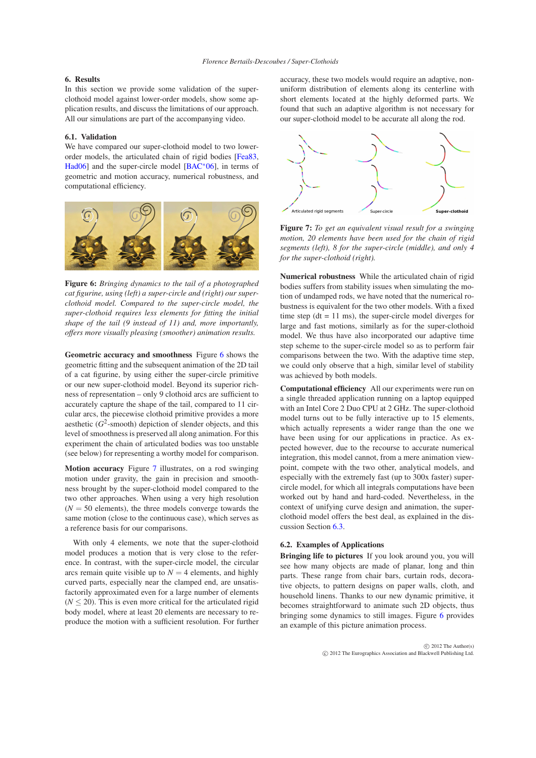## 6. Results

In this section we provide some validation of the super-clothoid model against lower-order models, show some application results, and discuss the limitations of our approach. All our simulations are part of the accompanying video.

### 6.1. Validation

We have compared our super-clothoid model to two lower-order models, the articulated chain of rigid bodies [Fea83, Had06] and the super-circle model [BAC*06], in terms of geometric and motion accuracy, numerical robustness, and computational efficiency.

**Figure 6:** *Bringing dynamics to the tail of a photographed cat figurine, using (left) a super-circle and (right) our super-clothoid model. Compared to the super-circle model, the super-clothoid requires less elements for fitting the initial shape of the tail (9 instead of 11) and, more importantly, offers more visually pleasing (smoother) animation results.*

**Geometric accuracy and smoothness** Figure 6 shows the geometric fitting and the subsequent animation of the 2D tail of a cat figurine, by using either the super-circle primitive or our new super-clothoid model. Beyond its superior richness of representation – only 9 clothoid arcs are sufficient to accurately capture the shape of the tail, compared to 11 circular arcs, the piecewise clothoid primitive provides a more aesthetic ($G^2$-smooth) depiction of slender objects, and this level of smoothness is preserved all along animation. For this experiment the chain of articulated bodies was too unstable (see below) for representing a worthy model for comparison.

**Motion accuracy** Figure 7 illustrates, on a rod swinging motion under gravity, the gain in precision and smoothness brought by the super-clothoid model compared to the two other approaches. When using a very high resolution ($N = 50$ elements), the three models converge towards the same motion (close to the continuous case), which serves as a reference basis for our comparisons.

With only 4 elements, we note that the super-clothoid model produces a motion that is very close to the reference. In contrast, with the super-circle model, the circular arcs remain quite visible up to $N = 4$ elements, and highly curved parts, especially near the clamped end, are unsatisfactorily approximated even for a large number of elements ($N \leq 20$). This is even more critical for the articulated rigid body model, where at least 20 elements are necessary to reproduce the motion with a sufficient resolution. For further accuracy, these two models would require an adaptive, non-uniform distribution of elements along its centerline with short elements located at the highly deformed parts. We found that such an adaptive algorithm is not necessary for our super-clothoid model to be accurate all along the rod.

**Figure 7:** *To get an equivalent visual result for a swinging motion, 20 elements have been used for the chain of rigid segments (left), 8 for the super-circle (middle), and only 4 for the super-clothoid (right).*

**Numerical robustness** While the articulated chain of rigid bodies suffers from stability issues when simulating the motion of undamped rods, we have noted that the numerical robustness is equivalent for the two other models. With a fixed time step (dt = 11 ms), the super-circle model diverges for large and fast motions, similarly as for the super-clothoid model. We thus have also incorporated our adaptive time step scheme to the super-circle model so as to perform fair comparisons between the two. With the adaptive time step, we could only observe that a high, similar level of stability was achieved by both models.

**Computational efficiency** All our experiments were run on a single threaded application running on a laptop equipped with an Intel Core 2 Duo CPU at 2 GHz. The super-clothoid model turns out to be fully interactive up to 15 elements, which actually represents a wider range than the one we have been using for our applications in practice. As expected however, due to the recourse to accurate numerical integration, this model cannot, from a mere animation viewpoint, compete with the two other, analytical models, and especially with the extremely fast (up to 300x faster) super-circle model, for which all integrals computations have been worked out by hand and hard-coded. Nevertheless, in the context of unifying curve design and animation, the super-clothoid model offers the best deal, as explained in the discussion Section 6.3.

### 6.2. Examples of Applications

**Bringing life to pictures** If you look around you, you will see how many objects are made of planar, long and thin parts. These range from chair bars, curtain rods, decorative objects, to pattern designs on paper walls, cloth, and household linens. Thanks to our new dynamic primitive, it becomes straightforward to animate such 2D objects, thus bringing some dynamics to still images. Figure 6 provides an example of this picture animation process.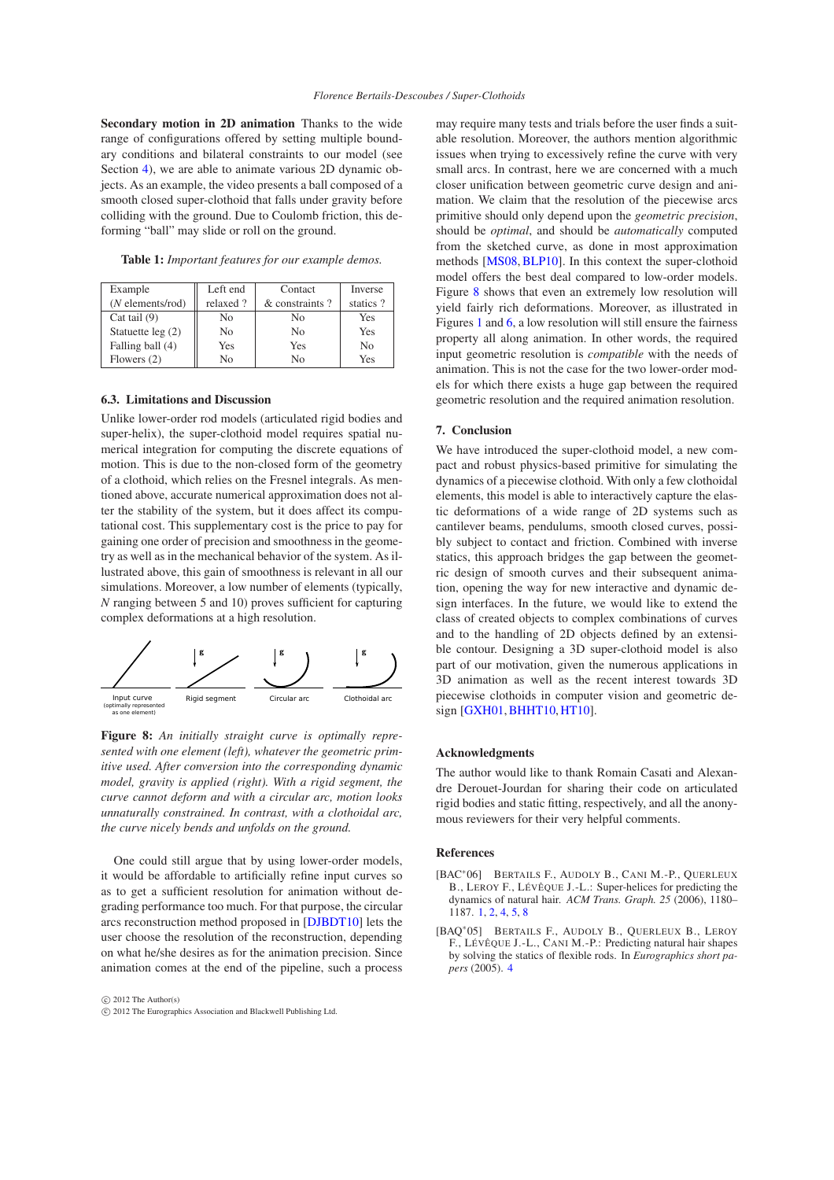**Secondary motion in 2D animation** Thanks to the wide range of configurations offered by setting multiple boundary conditions and bilateral constraints to our model (see Section 4), we are able to animate various 2D dynamic objects. As an example, the video presents a ball composed of a smooth closed super-clothoid that falls under gravity before colliding with the ground. Due to Coulomb friction, this deforming "ball" may slide or roll on the ground.

**Table 1:** *Important features for our example demos.*

| Example ($N$ elements/rod) | Left end relaxed ? | Contact & constraints ? | Inverse statics ? |
|---|---|---|---|
| Cat tail (9) | No | No | Yes |
| Statuette leg (2) | No | No | Yes |
| Falling ball (4) | Yes | Yes | No |
| Flowers (2) | No | No | Yes |

### 6.3. Limitations and Discussion

Unlike lower-order rod models (articulated rigid bodies and super-helix), the super-clothoid model requires spatial numerical integration for computing the discrete equations of motion. This is due to the non-closed form of the geometry of a clothoid, which relies on the Fresnel integrals. As mentioned above, accurate numerical approximation does not alter the stability of the system, but it does affect its computational cost. This supplementary cost is the price to pay for gaining one order of precision and smoothness in the geometry as well as in the mechanical behavior of the system. As illustrated above, this gain of smoothness is relevant in all our simulations. Moreover, a low number of elements (typically, $N$ ranging between 5 and 10) proves sufficient for capturing complex deformations at a high resolution.

Input curve (optimally represented as one element)

g

Rigid segment

g

Circular arc

g

Clothoidal arc

**Figure 8:** *An initially straight curve is optimally represented with one element (left), whatever the geometric primitive used. After conversion into the corresponding dynamic model, gravity is applied (right). With a rigid segment, the curve cannot deform and with a circular arc, motion looks unnaturally constrained. In contrast, with a clothoidal arc, the curve nicely bends and unfolds on the ground.*

One could still argue that by using lower-order models, it would be affordable to artificially refine input curves so as to get a sufficient resolution for animation without degrading performance too much. For that purpose, the circular arcs reconstruction method proposed in [DJBDT10] lets the user choose the resolution of the reconstruction, depending on what he/she desires as for the animation precision. Since animation comes at the end of the pipeline, such a process may require many tests and trials before the user finds a suitable resolution. Moreover, the authors mention algorithmic issues when trying to excessively refine the curve with very small arcs. In contrast, here we are concerned with a much closer unification between geometric curve design and animation. We claim that the resolution of the piecewise arcs primitive should only depend upon the *geometric precision*, should be *optimal*, and should be *automatically* computed from the sketched curve, as done in most approximation methods [MS08, BLP10]. In this context the super-clothoid model offers the best deal compared to low-order models. Figure 8 shows that even an extremely low resolution will yield fairly rich deformations. Moreover, as illustrated in Figures 1 and 6, a low resolution will still ensure the fairness property all along animation. In other words, the required input geometric resolution is *compatible* with the needs of animation. This is not the case for the two lower-order models for which there exists a huge gap between the required geometric resolution and the required animation resolution.

## 7. Conclusion

We have introduced the super-clothoid model, a new compact and robust physics-based primitive for simulating the dynamics of a piecewise clothoid. With only a few clothoidal elements, this model is able to interactively capture the elastic deformations of a wide range of 2D systems such as cantilever beams, pendulums, smooth closed curves, possibly subject to contact and friction. Combined with inverse statics, this approach bridges the gap between the geometric design of smooth curves and their subsequent animation, opening the way for new interactive and dynamic design interfaces. In the future, we would like to extend the class of created objects to complex combinations of curves and to the handling of 2D objects defined by an extensible contour. Designing a 3D super-clothoid model is also part of our motivation, given the numerous applications in 3D animation as well as the recent interest towards 3D piecewise clothoids in computer vision and geometric design [GXH01, BHHT10, HT10].

## Acknowledgments

The author would like to thank Romain Casati and Alexandre Derouet-Jourdan for sharing their code on articulated rigid bodies and static fitting, respectively, and all the anonymous reviewers for their very helpful comments.

## References

[BAC*06] BERTAILS F., AUDOLY B., CANI M.-P., QUERLEUX B., LEROY F., LÉVÊQUE J.-L.: Super-helices for predicting the dynamics of natural hair. *ACM Trans. Graph. 25* (2006), 1180–1187. 1, 2, 4, 5, 8

[BAQ*05] BERTAILS F., AUDOLY B., QUERLEUX B., LEROY F., LÉVÊQUE J.-L., CANI M.-P.: Predicting natural hair shapes by solving the statics of flexible rods. In *Eurographics short papers* (2005). 4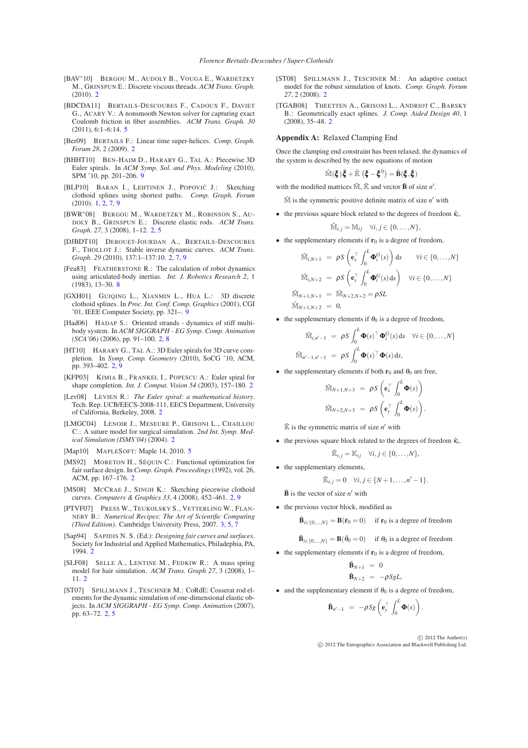[BAV*10] Bergou M., Audoly B., Vouga E., Wardetzky M., Grinspun E.: Discrete viscous threads. *ACM Trans. Graph.* (2010). 2

[BDCDA11] Bertails-Descoubes F., Cadoux F., Daviet G., Acary V.: A nonsmooth Newton solver for capturing exact Coulomb friction in fiber assemblies. *ACM Trans. Graph. 30* (2011), 6:1–6:14. 5

[Ber09] Bertails F.: Linear time super-helices. *Comp. Graph. Forum 28*, 2 (2009). 2

[BHHT10] Ben-Haim D., Harary G., Tal A.: Piecewise 3D Euler spirals. In *ACM Symp. Sol. and Phys. Modeling* (2010), SPM '10, pp. 201–206. 9

[BLP10] Baran I., Lehtinen J., Popović J.: Sketching clothoid splines using shortest paths. *Comp. Graph. Forum* (2010). 1, 2, 7, 9

[BWR*08] Bergou M., Wardetzky M., Robinson S., Audoly B., Grinspun E.: Discrete elastic rods. *ACM Trans. Graph. 27*, 3 (2008), 1–12. 2, 5

[DJBDT10] Derouet-Jourdan A., Bertails-Descoubes F., Thollot J.: Stable inverse dynamic curves. *ACM Trans. Graph. 29* (2010), 137:1–137:10. 2, 7, 9

[Fea83] Featherstone R.: The calculation of robot dynamics using articulated-body inertias. *Int. J. Robotics Research 2*, 1 (1983), 13–30. 8

[GXH01] Guiqing L., Xianmin L., Hua L.: 3D discrete clothoid splines. In *Proc. Int. Conf. Comp. Graphics* (2001), CGI '01, IEEE Computer Society, pp. 321–. 9

[Had06] Hadap S.: Oriented strands - dynamics of stiff multi-body system. In *ACM SIGGRAPH - EG Symp. Comp. Animation (SCA'06)* (2006), pp. 91–100. 2, 8

[HT10] Harary G., Tal A.: 3D Euler spirals for 3D curve completion. In *Symp. Comp. Geometry* (2010), SoCG '10, ACM, pp. 393–402. 2, 9

[KFP03] Kimia B., Frankel I., Popescu A.: Euler spiral for shape completion. *Int. J. Comput. Vision 54* (2003), 157–180. 2

[Lev08] Levien R.: *The Euler spiral: a mathematical history*. Tech. Rep. UCB/EECS-2008-111, EECS Department, University of California, Berkeley, 2008. 2

[LMGC04] Lenoir J., Meseure P., Grisoni L., Chaillou C.: A suture model for surgical simulation. *2nd Int. Symp. Medical Simulation (ISMS'04)* (2004). 2

[Map10] Maplesoft: Maple 14, 2010. 5

[MS92] Moreton H., Séquin C.: Functional optimization for fair surface design. In *Comp. Graph. Proceedings* (1992), vol. 26, ACM, pp. 167–176. 2

[MS08] McCrae J., Singh K.: Sketching piecewise clothoid curves. *Computers & Graphics 33*, 4 (2008), 452–461. 2, 9

[PTVF07] Press W., Teukolsky S., Vetterling W., Flannery B.: *Numerical Recipes: The Art of Scientific Computing (Third Edition)*. Cambridge University Press, 2007. 3, 5, 7

[Sap94] Sapidis N. S. (Ed.): *Designing fair curves and surfaces*. Society for Industrial and Applied Mathematics, Philadephia, PA, 1994. 2

[SLF08] Selle A., Lentine M., Fedkiw R.: A mass spring model for hair simulation. *ACM Trans. Graph 27*, 3 (2008), 1–11. 2

[ST07] Spillmann J., Teschner M.: CoRdE: Cosserat rod elements for the dynamic simulation of one-dimensional elastic objects. In *ACM SIGGRAPH - EG Symp. Comp. Animation* (2007), pp. 63–72. 2, 5

[ST08] Spillmann J., Teschner M.: An adaptive contact model for the robust simulation of knots. *Comp. Graph. Forum 27*, 2 (2008). 2

[TGAB08] Theetten A., Grisoni L., Andriot C., Barsky B.: Geometrically exact splines. *J. Comp. Aided Design 40*, 1 (2008), 35–48. 2

## Appendix A: Relaxed Clamping End

Once the clamping end constraint has been relaxed, the dynamics of the system is described by the new equations of motion

$$\tilde{\mathbb{M}}(\boldsymbol{\xi})\,\ddot{\boldsymbol{\xi}} + \tilde{\mathbb{K}}\,(\boldsymbol{\xi} - \boldsymbol{\xi}^0) = \tilde{\mathbf{B}}(\boldsymbol{\xi}, \dot{\boldsymbol{\xi}})$$

with the modified matrices $\tilde{\mathbb{M}}$, $\tilde{\mathbb{K}}$ and vector $\tilde{\mathbf{B}}$ of size $n'$.

$\tilde{\mathbb{M}}$ is the symmetric positive definite matrix of size $n'$ with

- the previous square block related to the degrees of freedom $\hat{\kappa}_i$,

$$\tilde{\mathbb{M}}_{i,j} = \mathbb{M}_{ij} \quad \forall i,j \in \{0,\ldots,N\},$$

- the supplementary elements if $\mathbf{r}_0$ is a degree of freedom,

$$\begin{aligned}
\tilde{\mathbb{M}}_{i,N+1} &= \rho S \left( \mathbf{e}_x^\top \int_0^L \boldsymbol{\Phi}_i^G(s) \right) \mathrm{d}s \qquad \forall i \in \{0,\ldots,N\} \\
\tilde{\mathbb{M}}_{i,N+2} &= \rho S \left( \mathbf{e}_y^\top \int_0^L \boldsymbol{\Phi}_i^G(s)\,\mathrm{d}s \right) \quad \forall i \in \{0,\ldots,N\} \\
\tilde{\mathbb{M}}_{N+1,N+1} &= \tilde{\mathbb{M}}_{N+2,N+2} = \rho S L \\
\tilde{\mathbb{M}}_{N+1,N+2} &= 0,
\end{aligned}$$

- the supplementary elements if $\theta_0$ is a degree of freedom,

$$\begin{aligned}
\tilde{\mathbb{M}}_{i,n'-1} &= \rho S \int_0^L \boldsymbol{\Phi}(s)^\top \boldsymbol{\Phi}_i^G(s)\,\mathrm{d}s \quad \forall i \in \{0,\ldots,N\} \\
\tilde{\mathbb{M}}_{n'-1,n'-1} &= \rho S \int_0^L \boldsymbol{\Phi}(s)^\top \boldsymbol{\Phi}(s)\,\mathrm{d}s,
\end{aligned}$$

- the supplementary elements if both $\mathbf{r}_0$ and $\theta_0$ are free,

$$\begin{aligned}
\tilde{\mathbb{M}}_{N+1,N+3} &= \rho S \left( \mathbf{e}_x^\top \int_0^L \boldsymbol{\Phi}(s) \right) \\
\tilde{\mathbb{M}}_{N+2,N+3} &= \rho S \left( \mathbf{e}_y^\top \int_0^L \boldsymbol{\Phi}(s) \right).
\end{aligned}$$

$\tilde{\mathbb{K}}$ is the symmetric matrix of size $n'$ with

- the previous square block related to the degrees of freedom $\hat{\kappa}_i$,

$$\tilde{\mathbb{K}}_{i,j} = \mathbb{K}_{ij} \quad \forall i,j \in \{0,\ldots,N\},$$

- the supplementary elements,

$$\tilde{\mathbb{K}}_{i,j} = 0 \quad \forall i,j \in \{N+1,\ldots,n'-1\}.$$

$\tilde{\mathbf{B}}$ is the vector of size $n'$ with

- the previous vector block, modified as

$$\tilde{\mathbf{B}}_{i \in \{0,\ldots,N\}} = \mathbf{B}(\ddot{\mathbf{r}}_0 = 0) \quad \text{if } \mathbf{r}_0 \text{ is a degree of freedom}$$

$$\tilde{\mathbf{B}}_{i \in \{0,\ldots,N\}} = \mathbf{B}(\ddot{\theta}_0 = 0) \quad \text{if } \theta_0 \text{ is a degree of freedom}$$

- the supplementary elements if $\mathbf{r}_0$ is a degree of freedom,

$$\begin{aligned}
\tilde{\mathbf{B}}_{N+1} &= 0 \\
\tilde{\mathbf{B}}_{N+2} &= -\rho S g L,
\end{aligned}$$

- and the supplementary element if $\theta_0$ is a degree of freedom,

$$\tilde{\mathbf{B}}_{n'-1} = -\rho S g \left( \mathbf{e}_y^\top \int_0^L \boldsymbol{\Phi}(s) \right).$$